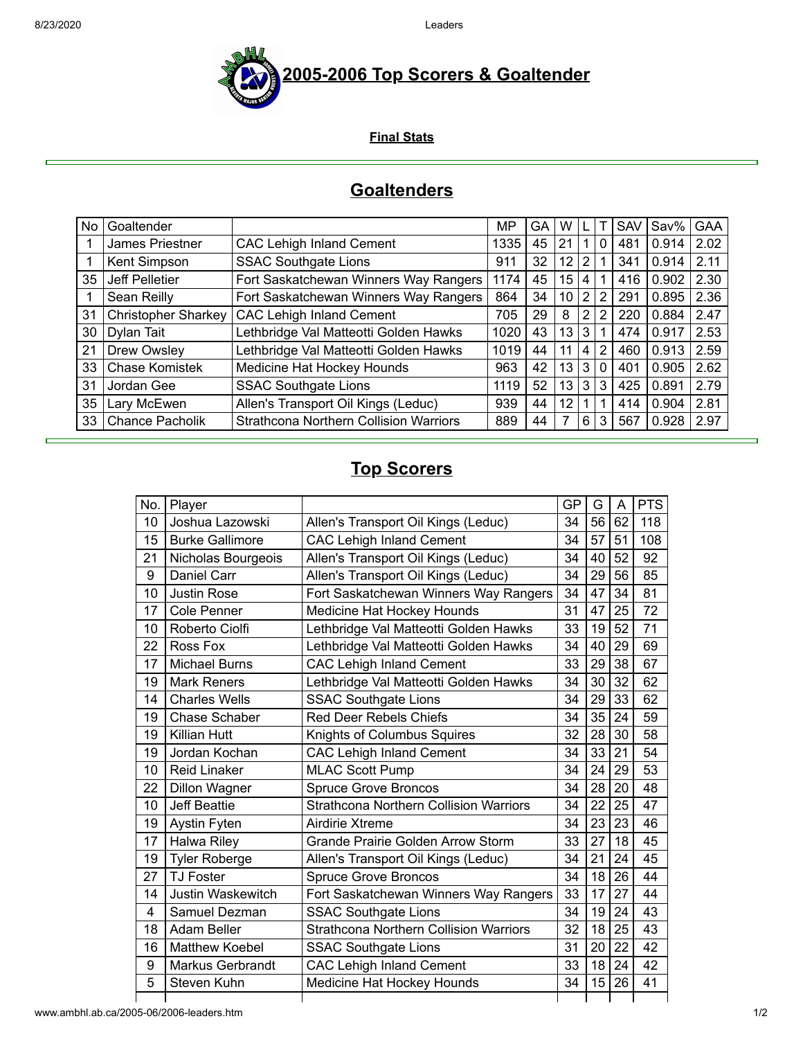# 2005-2006 Top Scorers & Goaltender

**Final Stats**

## Goaltenders

| No | Goaltender | | MP | GA | W | L | T | SAV | Sav% | GAA |
|---|---|---|---|---|---|---|---|---|---|---|
| 1 | James Priestner | CAC Lehigh Inland Cement | 1335 | 45 | 21 | 1 | 0 | 481 | 0.914 | 2.02 |
| 1 | Kent Simpson | SSAC Southgate Lions | 911 | 32 | 12 | 2 | 1 | 341 | 0.914 | 2.11 |
| 35 | Jeff Pelletier | Fort Saskatchewan Winners Way Rangers | 1174 | 45 | 15 | 4 | 1 | 416 | 0.902 | 2.30 |
| 1 | Sean Reilly | Fort Saskatchewan Winners Way Rangers | 864 | 34 | 10 | 2 | 2 | 291 | 0.895 | 2.36 |
| 31 | Christopher Sharkey | CAC Lehigh Inland Cement | 705 | 29 | 8 | 2 | 2 | 220 | 0.884 | 2.47 |
| 30 | Dylan Tait | Lethbridge Val Matteotti Golden Hawks | 1020 | 43 | 13 | 3 | 1 | 474 | 0.917 | 2.53 |
| 21 | Drew Owsley | Lethbridge Val Matteotti Golden Hawks | 1019 | 44 | 11 | 4 | 2 | 460 | 0.913 | 2.59 |
| 33 | Chase Komistek | Medicine Hat Hockey Hounds | 963 | 42 | 13 | 3 | 0 | 401 | 0.905 | 2.62 |
| 31 | Jordan Gee | SSAC Southgate Lions | 1119 | 52 | 13 | 3 | 3 | 425 | 0.891 | 2.79 |
| 35 | Lary McEwen | Allen's Transport Oil Kings (Leduc) | 939 | 44 | 12 | 1 | 1 | 414 | 0.904 | 2.81 |
| 33 | Chance Pacholik | Strathcona Northern Collision Warriors | 889 | 44 | 7 | 6 | 3 | 567 | 0.928 | 2.97 |

## Top Scorers

| No. | Player | | GP | G | A | PTS |
|---|---|---|---|---|---|---|
| 10 | Joshua Lazowski | Allen's Transport Oil Kings (Leduc) | 34 | 56 | 62 | 118 |
| 15 | Burke Gallimore | CAC Lehigh Inland Cement | 34 | 57 | 51 | 108 |
| 21 | Nicholas Bourgeois | Allen's Transport Oil Kings (Leduc) | 34 | 40 | 52 | 92 |
| 9 | Daniel Carr | Allen's Transport Oil Kings (Leduc) | 34 | 29 | 56 | 85 |
| 10 | Justin Rose | Fort Saskatchewan Winners Way Rangers | 34 | 47 | 34 | 81 |
| 17 | Cole Penner | Medicine Hat Hockey Hounds | 31 | 47 | 25 | 72 |
| 10 | Roberto Ciolfi | Lethbridge Val Matteotti Golden Hawks | 33 | 19 | 52 | 71 |
| 22 | Ross Fox | Lethbridge Val Matteotti Golden Hawks | 34 | 40 | 29 | 69 |
| 17 | Michael Burns | CAC Lehigh Inland Cement | 33 | 29 | 38 | 67 |
| 19 | Mark Reners | Lethbridge Val Matteotti Golden Hawks | 34 | 30 | 32 | 62 |
| 14 | Charles Wells | SSAC Southgate Lions | 34 | 29 | 33 | 62 |
| 19 | Chase Schaber | Red Deer Rebels Chiefs | 34 | 35 | 24 | 59 |
| 19 | Killian Hutt | Knights of Columbus Squires | 32 | 28 | 30 | 58 |
| 19 | Jordan Kochan | CAC Lehigh Inland Cement | 34 | 33 | 21 | 54 |
| 10 | Reid Linaker | MLAC Scott Pump | 34 | 24 | 29 | 53 |
| 22 | Dillon Wagner | Spruce Grove Broncos | 34 | 28 | 20 | 48 |
| 10 | Jeff Beattie | Strathcona Northern Collision Warriors | 34 | 22 | 25 | 47 |
| 19 | Aystin Fyten | Airdirie Xtreme | 34 | 23 | 23 | 46 |
| 17 | Halwa Riley | Grande Prairie Golden Arrow Storm | 33 | 27 | 18 | 45 |
| 19 | Tyler Roberge | Allen's Transport Oil Kings (Leduc) | 34 | 21 | 24 | 45 |
| 27 | TJ Foster | Spruce Grove Broncos | 34 | 18 | 26 | 44 |
| 14 | Justin Waskewitch | Fort Saskatchewan Winners Way Rangers | 33 | 17 | 27 | 44 |
| 4 | Samuel Dezman | SSAC Southgate Lions | 34 | 19 | 24 | 43 |
| 18 | Adam Beller | Strathcona Northern Collision Warriors | 32 | 18 | 25 | 43 |
| 16 | Matthew Koebel | SSAC Southgate Lions | 31 | 20 | 22 | 42 |
| 9 | Markus Gerbrandt | CAC Lehigh Inland Cement | 33 | 18 | 24 | 42 |
| 5 | Steven Kuhn | Medicine Hat Hockey Hounds | 34 | 15 | 26 | 41 |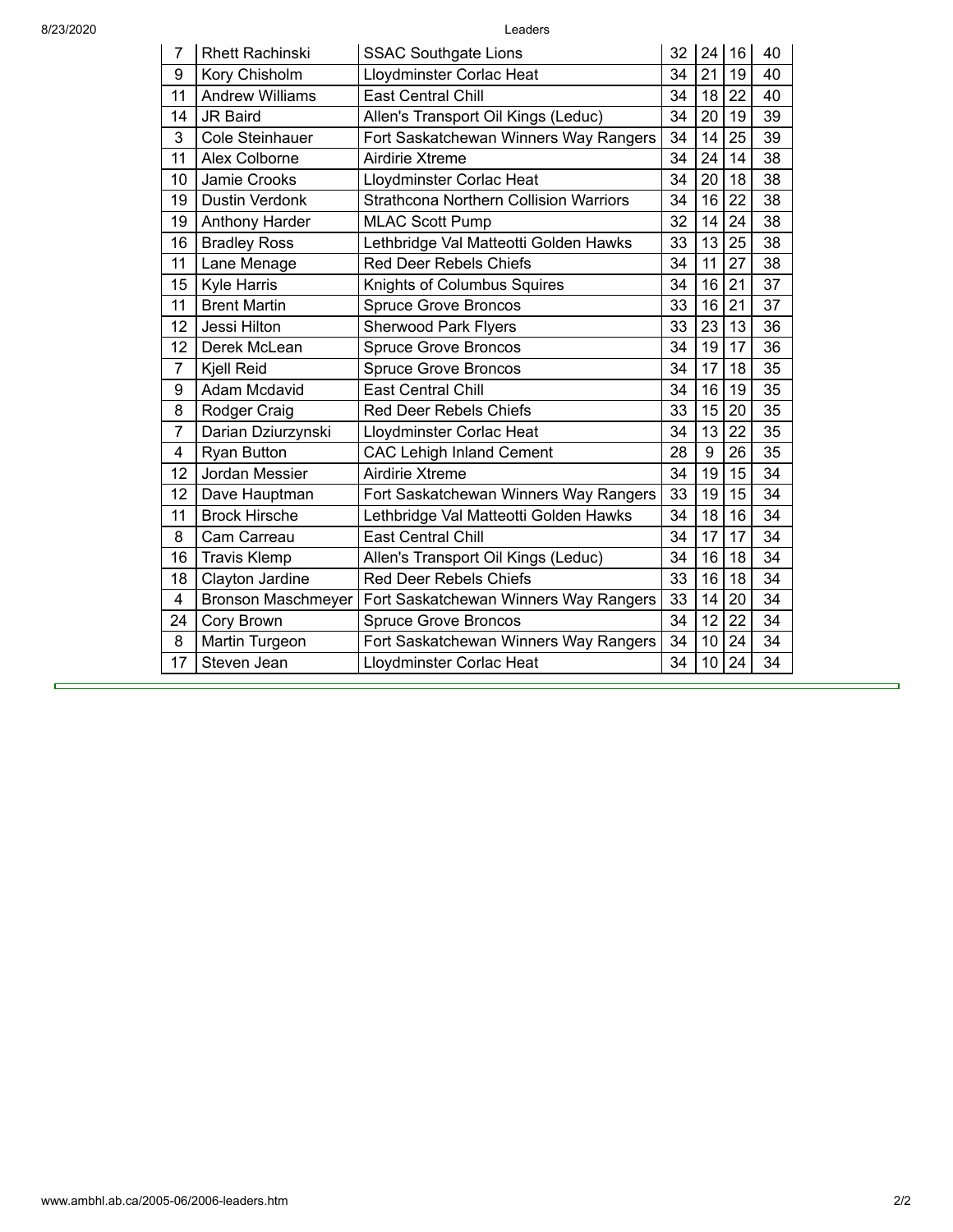| | | | | | | |
|---|---|---|---|---|---|---|
| 7 | Rhett Rachinski | SSAC Southgate Lions | 32 | 24 | 16 | 40 |
| 9 | Kory Chisholm | Lloydminster Corlac Heat | 34 | 21 | 19 | 40 |
| 11 | Andrew Williams | East Central Chill | 34 | 18 | 22 | 40 |
| 14 | JR Baird | Allen's Transport Oil Kings (Leduc) | 34 | 20 | 19 | 39 |
| 3 | Cole Steinhauer | Fort Saskatchewan Winners Way Rangers | 34 | 14 | 25 | 39 |
| 11 | Alex Colborne | Airdirie Xtreme | 34 | 24 | 14 | 38 |
| 10 | Jamie Crooks | Lloydminster Corlac Heat | 34 | 20 | 18 | 38 |
| 19 | Dustin Verdonk | Strathcona Northern Collision Warriors | 34 | 16 | 22 | 38 |
| 19 | Anthony Harder | MLAC Scott Pump | 32 | 14 | 24 | 38 |
| 16 | Bradley Ross | Lethbridge Val Matteotti Golden Hawks | 33 | 13 | 25 | 38 |
| 11 | Lane Menage | Red Deer Rebels Chiefs | 34 | 11 | 27 | 38 |
| 15 | Kyle Harris | Knights of Columbus Squires | 34 | 16 | 21 | 37 |
| 11 | Brent Martin | Spruce Grove Broncos | 33 | 16 | 21 | 37 |
| 12 | Jessi Hilton | Sherwood Park Flyers | 33 | 23 | 13 | 36 |
| 12 | Derek McLean | Spruce Grove Broncos | 34 | 19 | 17 | 36 |
| 7 | Kjell Reid | Spruce Grove Broncos | 34 | 17 | 18 | 35 |
| 9 | Adam Mcdavid | East Central Chill | 34 | 16 | 19 | 35 |
| 8 | Rodger Craig | Red Deer Rebels Chiefs | 33 | 15 | 20 | 35 |
| 7 | Darian Dziurzynski | Lloydminster Corlac Heat | 34 | 13 | 22 | 35 |
| 4 | Ryan Button | CAC Lehigh Inland Cement | 28 | 9 | 26 | 35 |
| 12 | Jordan Messier | Airdirie Xtreme | 34 | 19 | 15 | 34 |
| 12 | Dave Hauptman | Fort Saskatchewan Winners Way Rangers | 33 | 19 | 15 | 34 |
| 11 | Brock Hirsche | Lethbridge Val Matteotti Golden Hawks | 34 | 18 | 16 | 34 |
| 8 | Cam Carreau | East Central Chill | 34 | 17 | 17 | 34 |
| 16 | Travis Klemp | Allen's Transport Oil Kings (Leduc) | 34 | 16 | 18 | 34 |
| 18 | Clayton Jardine | Red Deer Rebels Chiefs | 33 | 16 | 18 | 34 |
| 4 | Bronson Maschmeyer | Fort Saskatchewan Winners Way Rangers | 33 | 14 | 20 | 34 |
| 24 | Cory Brown | Spruce Grove Broncos | 34 | 12 | 22 | 34 |
| 8 | Martin Turgeon | Fort Saskatchewan Winners Way Rangers | 34 | 10 | 24 | 34 |
| 17 | Steven Jean | Lloydminster Corlac Heat | 34 | 10 | 24 | 34 |